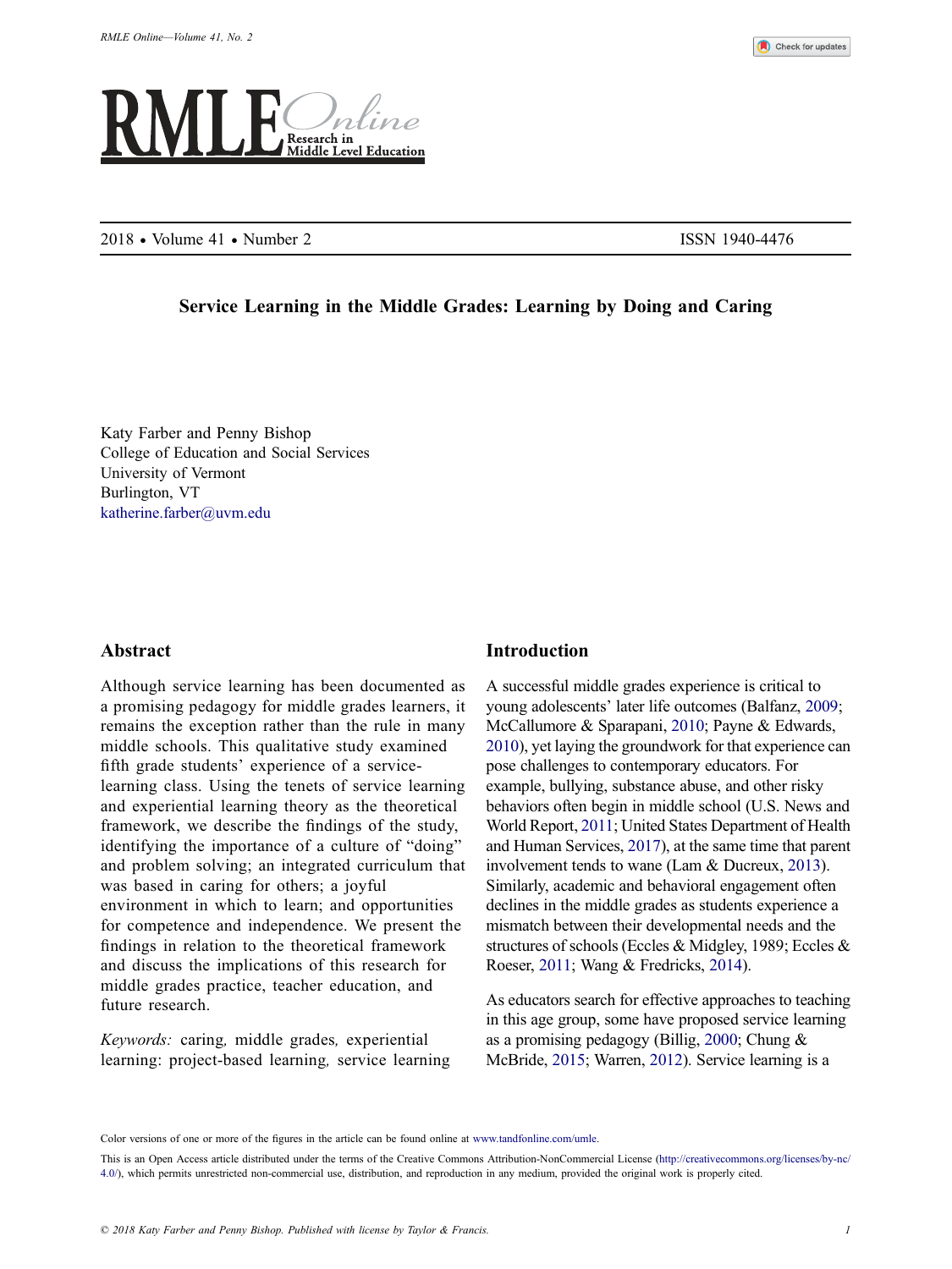# Service Learning in the Middle Grades: Learning by Doing and Caring

Katy Farber and Penny Bishop
College of Education and Social Services
University of Vermont
Burlington, VT
katherine.farber@uvm.edu

## Abstract

Although service learning has been documented as a promising pedagogy for middle grades learners, it remains the exception rather than the rule in many middle schools. This qualitative study examined fifth grade students' experience of a service-learning class. Using the tenets of service learning and experiential learning theory as the theoretical framework, we describe the findings of the study, identifying the importance of a culture of "doing" and problem solving; an integrated curriculum that was based in caring for others; a joyful environment in which to learn; and opportunities for competence and independence. We present the findings in relation to the theoretical framework and discuss the implications of this research for middle grades practice, teacher education, and future research.

*Keywords:* caring, middle grades, experiential learning: project-based learning, service learning

## Introduction

A successful middle grades experience is critical to young adolescents' later life outcomes (Balfanz, 2009; McCallumore & Sparapani, 2010; Payne & Edwards, 2010), yet laying the groundwork for that experience can pose challenges to contemporary educators. For example, bullying, substance abuse, and other risky behaviors often begin in middle school (U.S. News and World Report, 2011; United States Department of Health and Human Services, 2017), at the same time that parent involvement tends to wane (Lam & Ducreux, 2013). Similarly, academic and behavioral engagement often declines in the middle grades as students experience a mismatch between their developmental needs and the structures of schools (Eccles & Midgley, 1989; Eccles & Roeser, 2011; Wang & Fredricks, 2014).

As educators search for effective approaches to teaching in this age group, some have proposed service learning as a promising pedagogy (Billig, 2000; Chung & McBride, 2015; Warren, 2012). Service learning is a

Color versions of one or more of the figures in the article can be found online at www.tandfonline.com/umle.

This is an Open Access article distributed under the terms of the Creative Commons Attribution-NonCommercial License (http://creativecommons.org/licenses/by-nc/4.0/), which permits unrestricted non-commercial use, distribution, and reproduction in any medium, provided the original work is properly cited.

© 2018 Katy Farber and Penny Bishop. Published with license by Taylor & Francis.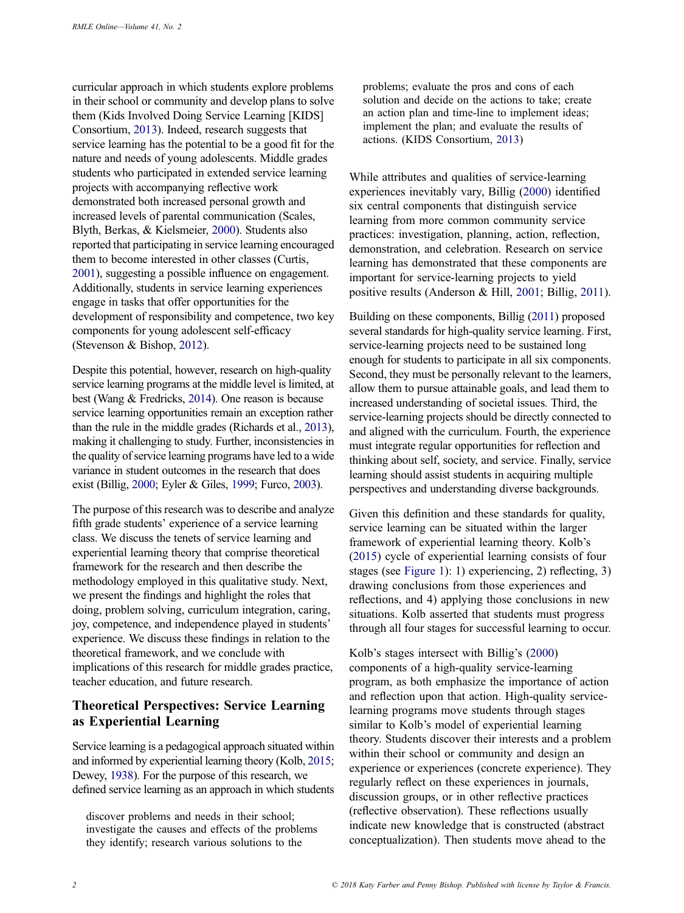curricular approach in which students explore problems in their school or community and develop plans to solve them (Kids Involved Doing Service Learning [KIDS] Consortium, 2013). Indeed, research suggests that service learning has the potential to be a good fit for the nature and needs of young adolescents. Middle grades students who participated in extended service learning projects with accompanying reflective work demonstrated both increased personal growth and increased levels of parental communication (Scales, Blyth, Berkas, & Kielsmeier, 2000). Students also reported that participating in service learning encouraged them to become interested in other classes (Curtis, 2001), suggesting a possible influence on engagement. Additionally, students in service learning experiences engage in tasks that offer opportunities for the development of responsibility and competence, two key components for young adolescent self-efficacy (Stevenson & Bishop, 2012).

Despite this potential, however, research on high-quality service learning programs at the middle level is limited, at best (Wang & Fredricks, 2014). One reason is because service learning opportunities remain an exception rather than the rule in the middle grades (Richards et al., 2013), making it challenging to study. Further, inconsistencies in the quality of service learning programs have led to a wide variance in student outcomes in the research that does exist (Billig, 2000; Eyler & Giles, 1999; Furco, 2003).

The purpose of this research was to describe and analyze fifth grade students' experience of a service learning class. We discuss the tenets of service learning and experiential learning theory that comprise theoretical framework for the research and then describe the methodology employed in this qualitative study. Next, we present the findings and highlight the roles that doing, problem solving, curriculum integration, caring, joy, competence, and independence played in students' experience. We discuss these findings in relation to the theoretical framework, and we conclude with implications of this research for middle grades practice, teacher education, and future research.

## Theoretical Perspectives: Service Learning as Experiential Learning

Service learning is a pedagogical approach situated within and informed by experiential learning theory (Kolb, 2015; Dewey, 1938). For the purpose of this research, we defined service learning as an approach in which students

> discover problems and needs in their school; investigate the causes and effects of the problems they identify; research various solutions to the problems; evaluate the pros and cons of each solution and decide on the actions to take; create an action plan and time-line to implement ideas; implement the plan; and evaluate the results of actions. (KIDS Consortium, 2013)

While attributes and qualities of service-learning experiences inevitably vary, Billig (2000) identified six central components that distinguish service learning from more common community service practices: investigation, planning, action, reflection, demonstration, and celebration. Research on service learning has demonstrated that these components are important for service-learning projects to yield positive results (Anderson & Hill, 2001; Billig, 2011).

Building on these components, Billig (2011) proposed several standards for high-quality service learning. First, service-learning projects need to be sustained long enough for students to participate in all six components. Second, they must be personally relevant to the learners, allow them to pursue attainable goals, and lead them to increased understanding of societal issues. Third, the service-learning projects should be directly connected to and aligned with the curriculum. Fourth, the experience must integrate regular opportunities for reflection and thinking about self, society, and service. Finally, service learning should assist students in acquiring multiple perspectives and understanding diverse backgrounds.

Given this definition and these standards for quality, service learning can be situated within the larger framework of experiential learning theory. Kolb's (2015) cycle of experiential learning consists of four stages (see Figure 1): 1) experiencing, 2) reflecting, 3) drawing conclusions from those experiences and reflections, and 4) applying those conclusions in new situations. Kolb asserted that students must progress through all four stages for successful learning to occur.

Kolb's stages intersect with Billig's (2000) components of a high-quality service-learning program, as both emphasize the importance of action and reflection upon that action. High-quality service-learning programs move students through stages similar to Kolb's model of experiential learning theory. Students discover their interests and a problem within their school or community and design an experience or experiences (concrete experience). They regularly reflect on these experiences in journals, discussion groups, or in other reflective practices (reflective observation). These reflections usually indicate new knowledge that is constructed (abstract conceptualization). Then students move ahead to the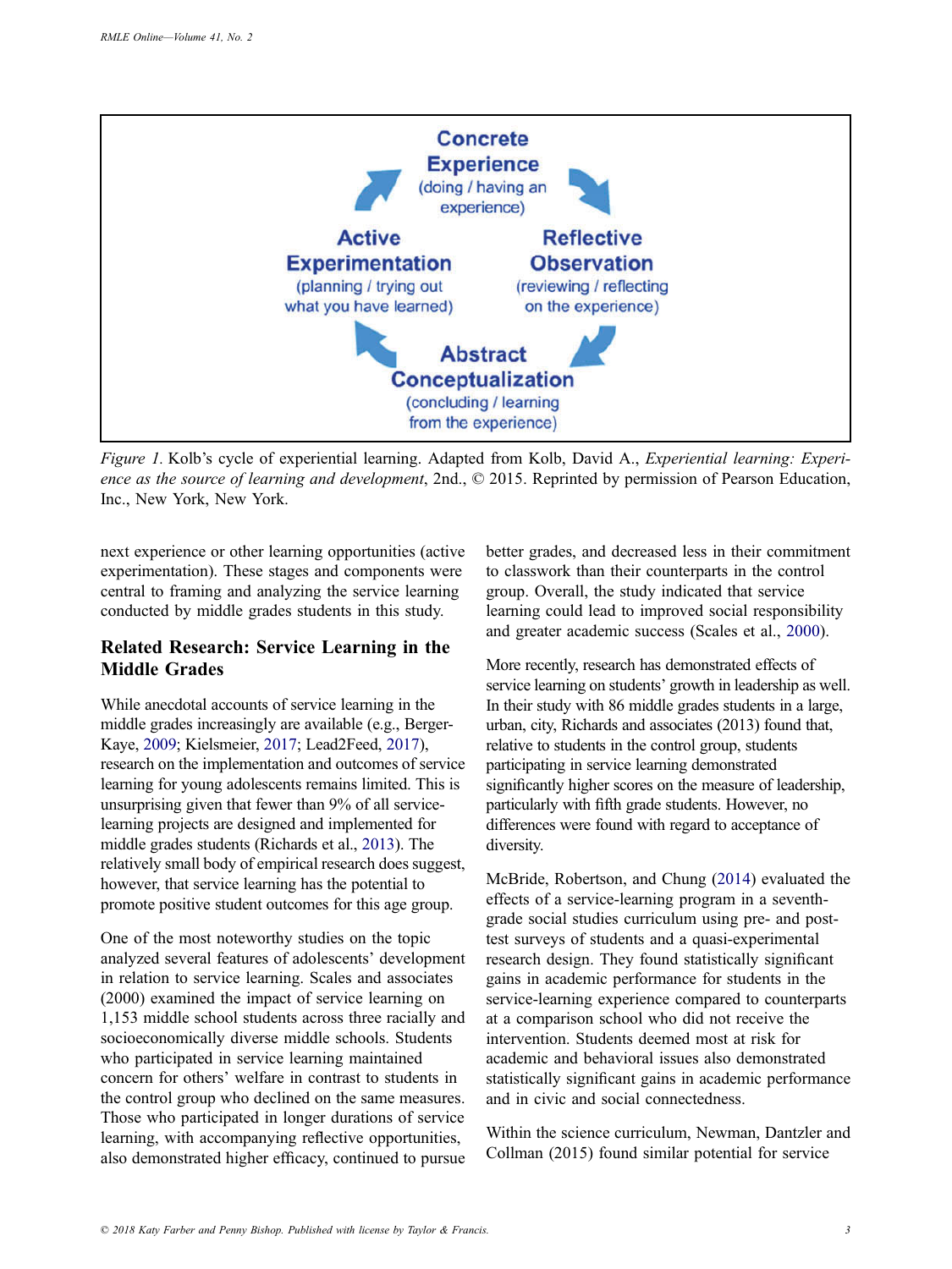Concrete Experience (doing / having an experience)

Reflective Observation (reviewing / reflecting on the experience)

Abstract Conceptualization (concluding / learning from the experience)

Active Experimentation (planning / trying out what you have learned)

*Figure 1.* Kolb's cycle of experiential learning. Adapted from Kolb, David A., *Experiential learning: Experience as the source of learning and development*, 2nd., © 2015. Reprinted by permission of Pearson Education, Inc., New York, New York.

next experience or other learning opportunities (active experimentation). These stages and components were central to framing and analyzing the service learning conducted by middle grades students in this study.

## Related Research: Service Learning in the Middle Grades

While anecdotal accounts of service learning in the middle grades increasingly are available (e.g., Berger-Kaye, 2009; Kielsmeier, 2017; Lead2Feed, 2017), research on the implementation and outcomes of service learning for young adolescents remains limited. This is unsurprising given that fewer than 9% of all service-learning projects are designed and implemented for middle grades students (Richards et al., 2013). The relatively small body of empirical research does suggest, however, that service learning has the potential to promote positive student outcomes for this age group.

One of the most noteworthy studies on the topic analyzed several features of adolescents' development in relation to service learning. Scales and associates (2000) examined the impact of service learning on 1,153 middle school students across three racially and socioeconomically diverse middle schools. Students who participated in service learning maintained concern for others' welfare in contrast to students in the control group who declined on the same measures. Those who participated in longer durations of service learning, with accompanying reflective opportunities, also demonstrated higher efficacy, continued to pursue better grades, and decreased less in their commitment to classwork than their counterparts in the control group. Overall, the study indicated that service learning could lead to improved social responsibility and greater academic success (Scales et al., 2000).

More recently, research has demonstrated effects of service learning on students' growth in leadership as well. In their study with 86 middle grades students in a large, urban, city, Richards and associates (2013) found that, relative to students in the control group, students participating in service learning demonstrated significantly higher scores on the measure of leadership, particularly with fifth grade students. However, no differences were found with regard to acceptance of diversity.

McBride, Robertson, and Chung (2014) evaluated the effects of a service-learning program in a seventh-grade social studies curriculum using pre- and post-test surveys of students and a quasi-experimental research design. They found statistically significant gains in academic performance for students in the service-learning experience compared to counterparts at a comparison school who did not receive the intervention. Students deemed most at risk for academic and behavioral issues also demonstrated statistically significant gains in academic performance and in civic and social connectedness.

Within the science curriculum, Newman, Dantzler and Collman (2015) found similar potential for service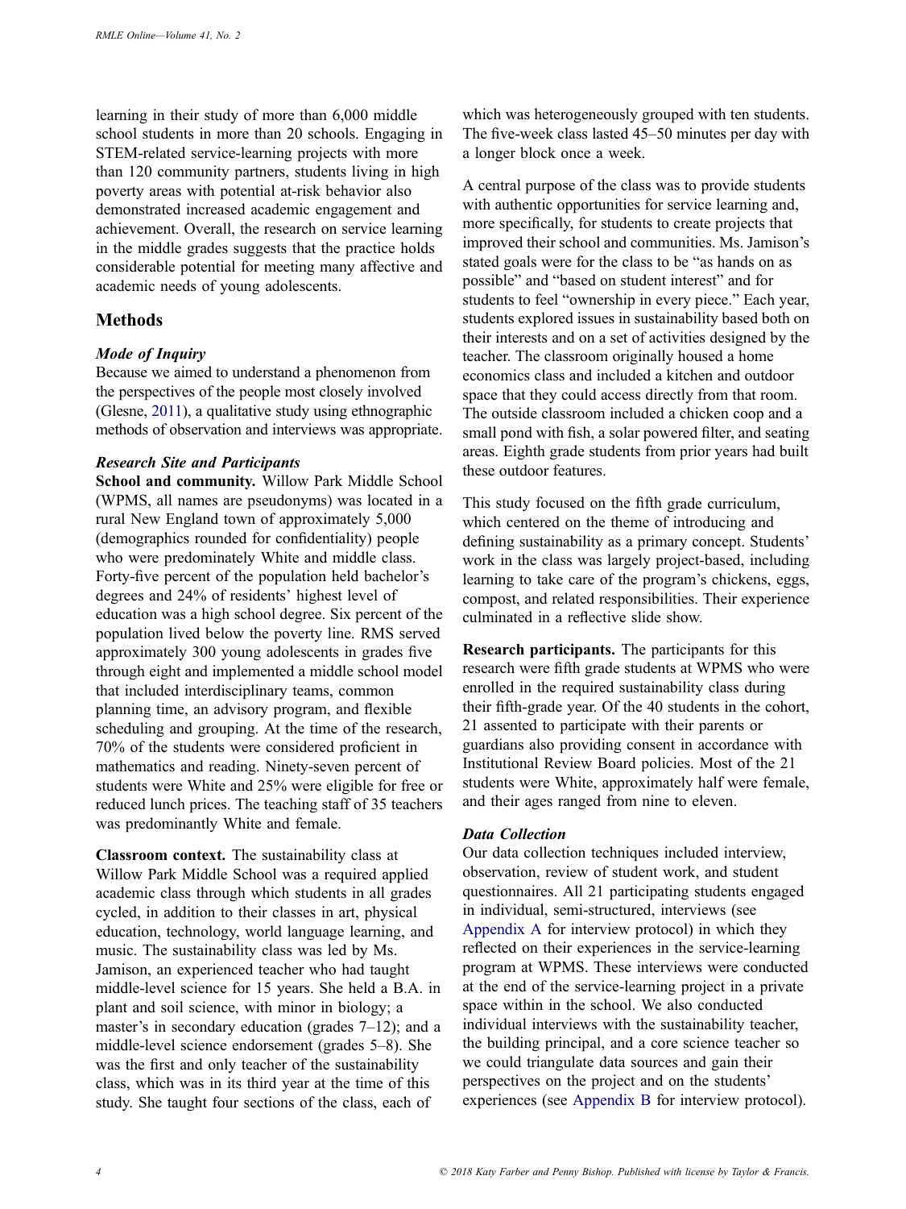learning in their study of more than 6,000 middle school students in more than 20 schools. Engaging in STEM-related service-learning projects with more than 120 community partners, students living in high poverty areas with potential at-risk behavior also demonstrated increased academic engagement and achievement. Overall, the research on service learning in the middle grades suggests that the practice holds considerable potential for meeting many affective and academic needs of young adolescents.

## Methods

### Mode of Inquiry

Because we aimed to understand a phenomenon from the perspectives of the people most closely involved (Glesne, 2011), a qualitative study using ethnographic methods of observation and interviews was appropriate.

### Research Site and Participants

**School and community.** Willow Park Middle School (WPMS, all names are pseudonyms) was located in a rural New England town of approximately 5,000 (demographics rounded for confidentiality) people who were predominately White and middle class. Forty-five percent of the population held bachelor's degrees and 24% of residents' highest level of education was a high school degree. Six percent of the population lived below the poverty line. RMS served approximately 300 young adolescents in grades five through eight and implemented a middle school model that included interdisciplinary teams, common planning time, an advisory program, and flexible scheduling and grouping. At the time of the research, 70% of the students were considered proficient in mathematics and reading. Ninety-seven percent of students were White and 25% were eligible for free or reduced lunch prices. The teaching staff of 35 teachers was predominantly White and female.

**Classroom context.** The sustainability class at Willow Park Middle School was a required applied academic class through which students in all grades cycled, in addition to their classes in art, physical education, technology, world language learning, and music. The sustainability class was led by Ms. Jamison, an experienced teacher who had taught middle-level science for 15 years. She held a B.A. in plant and soil science, with minor in biology; a master's in secondary education (grades 7–12); and a middle-level science endorsement (grades 5–8). She was the first and only teacher of the sustainability class, which was in its third year at the time of this study. She taught four sections of the class, each of which was heterogeneously grouped with ten students. The five-week class lasted 45–50 minutes per day with a longer block once a week.

A central purpose of the class was to provide students with authentic opportunities for service learning and, more specifically, for students to create projects that improved their school and communities. Ms. Jamison's stated goals were for the class to be "as hands on as possible" and "based on student interest" and for students to feel "ownership in every piece." Each year, students explored issues in sustainability based both on their interests and on a set of activities designed by the teacher. The classroom originally housed a home economics class and included a kitchen and outdoor space that they could access directly from that room. The outside classroom included a chicken coop and a small pond with fish, a solar powered filter, and seating areas. Eighth grade students from prior years had built these outdoor features.

This study focused on the fifth grade curriculum, which centered on the theme of introducing and defining sustainability as a primary concept. Students' work in the class was largely project-based, including learning to take care of the program's chickens, eggs, compost, and related responsibilities. Their experience culminated in a reflective slide show.

**Research participants.** The participants for this research were fifth grade students at WPMS who were enrolled in the required sustainability class during their fifth-grade year. Of the 40 students in the cohort, 21 assented to participate with their parents or guardians also providing consent in accordance with Institutional Review Board policies. Most of the 21 students were White, approximately half were female, and their ages ranged from nine to eleven.

### Data Collection

Our data collection techniques included interview, observation, review of student work, and student questionnaires. All 21 participating students engaged in individual, semi-structured, interviews (see Appendix A for interview protocol) in which they reflected on their experiences in the service-learning program at WPMS. These interviews were conducted at the end of the service-learning project in a private space within in the school. We also conducted individual interviews with the sustainability teacher, the building principal, and a core science teacher so we could triangulate data sources and gain their perspectives on the project and on the students' experiences (see Appendix B for interview protocol).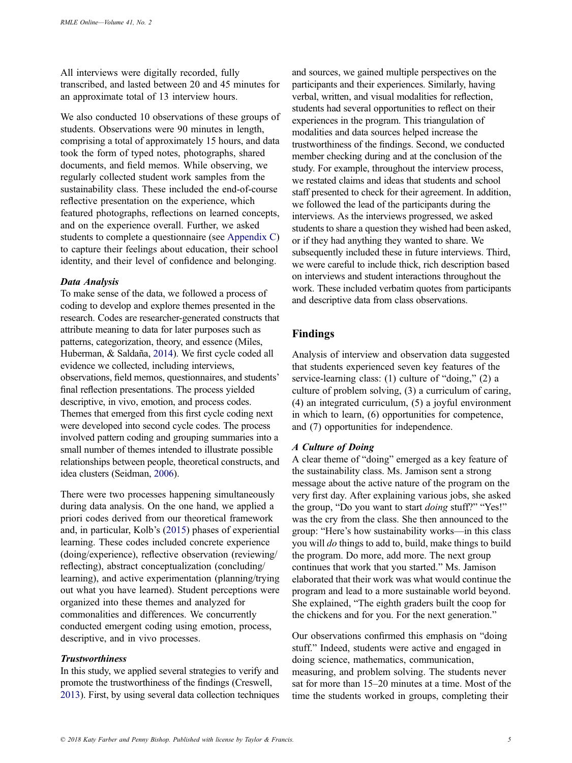All interviews were digitally recorded, fully transcribed, and lasted between 20 and 45 minutes for an approximate total of 13 interview hours.

We also conducted 10 observations of these groups of students. Observations were 90 minutes in length, comprising a total of approximately 15 hours, and data took the form of typed notes, photographs, shared documents, and field memos. While observing, we regularly collected student work samples from the sustainability class. These included the end-of-course reflective presentation on the experience, which featured photographs, reflections on learned concepts, and on the experience overall. Further, we asked students to complete a questionnaire (see Appendix C) to capture their feelings about education, their school identity, and their level of confidence and belonging.

### *Data Analysis*

To make sense of the data, we followed a process of coding to develop and explore themes presented in the research. Codes are researcher-generated constructs that attribute meaning to data for later purposes such as patterns, categorization, theory, and essence (Miles, Huberman, & Saldaña, 2014). We first cycle coded all evidence we collected, including interviews, observations, field memos, questionnaires, and students' final reflection presentations. The process yielded descriptive, in vivo, emotion, and process codes. Themes that emerged from this first cycle coding next were developed into second cycle codes. The process involved pattern coding and grouping summaries into a small number of themes intended to illustrate possible relationships between people, theoretical constructs, and idea clusters (Seidman, 2006).

There were two processes happening simultaneously during data analysis. On the one hand, we applied a priori codes derived from our theoretical framework and, in particular, Kolb's (2015) phases of experiential learning. These codes included concrete experience (doing/experience), reflective observation (reviewing/reflecting), abstract conceptualization (concluding/learning), and active experimentation (planning/trying out what you have learned). Student perceptions were organized into these themes and analyzed for commonalities and differences. We concurrently conducted emergent coding using emotion, process, descriptive, and in vivo processes.

### *Trustworthiness*

In this study, we applied several strategies to verify and promote the trustworthiness of the findings (Creswell, 2013). First, by using several data collection techniques and sources, we gained multiple perspectives on the participants and their experiences. Similarly, having verbal, written, and visual modalities for reflection, students had several opportunities to reflect on their experiences in the program. This triangulation of modalities and data sources helped increase the trustworthiness of the findings. Second, we conducted member checking during and at the conclusion of the study. For example, throughout the interview process, we restated claims and ideas that students and school staff presented to check for their agreement. In addition, we followed the lead of the participants during the interviews. As the interviews progressed, we asked students to share a question they wished had been asked, or if they had anything they wanted to share. We subsequently included these in future interviews. Third, we were careful to include thick, rich description based on interviews and student interactions throughout the work. These included verbatim quotes from participants and descriptive data from class observations.

## Findings

Analysis of interview and observation data suggested that students experienced seven key features of the service-learning class: (1) culture of "doing," (2) a culture of problem solving, (3) a curriculum of caring, (4) an integrated curriculum, (5) a joyful environment in which to learn, (6) opportunities for competence, and (7) opportunities for independence.

### *A Culture of Doing*

A clear theme of "doing" emerged as a key feature of the sustainability class. Ms. Jamison sent a strong message about the active nature of the program on the very first day. After explaining various jobs, she asked the group, "Do you want to start *doing* stuff?" "Yes!" was the cry from the class. She then announced to the group: "Here's how sustainability works—in this class you will *do* things to add to, build, make things to build the program. Do more, add more. The next group continues that work that you started." Ms. Jamison elaborated that their work was what would continue the program and lead to a more sustainable world beyond. She explained, "The eighth graders built the coop for the chickens and for you. For the next generation."

Our observations confirmed this emphasis on "doing stuff." Indeed, students were active and engaged in doing science, mathematics, communication, measuring, and problem solving. The students never sat for more than 15–20 minutes at a time. Most of the time the students worked in groups, completing their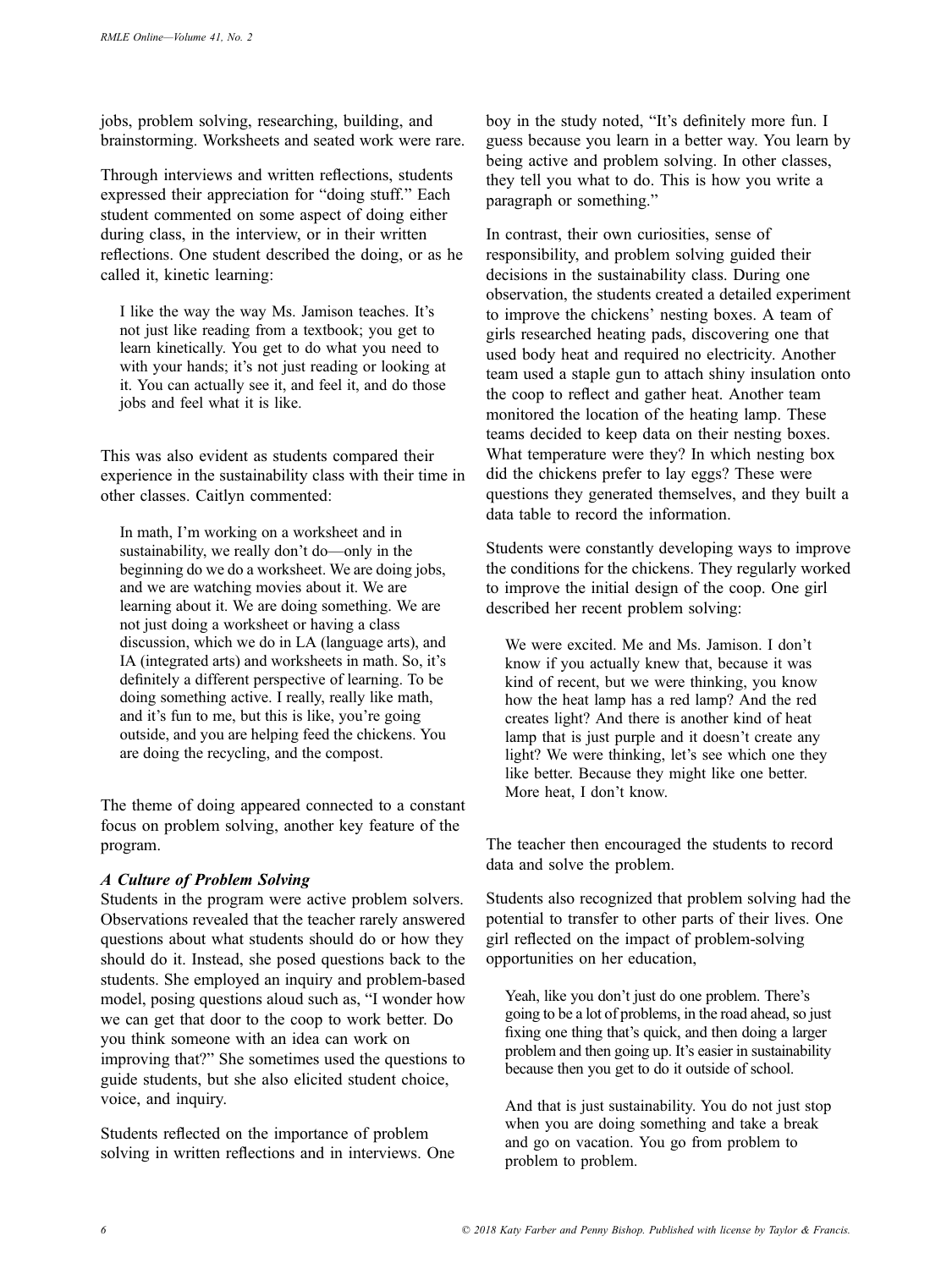jobs, problem solving, researching, building, and brainstorming. Worksheets and seated work were rare.

Through interviews and written reflections, students expressed their appreciation for "doing stuff." Each student commented on some aspect of doing either during class, in the interview, or in their written reflections. One student described the doing, or as he called it, kinetic learning:

> I like the way the way Ms. Jamison teaches. It's not just like reading from a textbook; you get to learn kinetically. You get to do what you need to with your hands; it's not just reading or looking at it. You can actually see it, and feel it, and do those jobs and feel what it is like.

This was also evident as students compared their experience in the sustainability class with their time in other classes. Caitlyn commented:

> In math, I'm working on a worksheet and in sustainability, we really don't do—only in the beginning do we do a worksheet. We are doing jobs, and we are watching movies about it. We are learning about it. We are doing something. We are not just doing a worksheet or having a class discussion, which we do in LA (language arts), and IA (integrated arts) and worksheets in math. So, it's definitely a different perspective of learning. To be doing something active. I really, really like math, and it's fun to me, but this is like, you're going outside, and you are helping feed the chickens. You are doing the recycling, and the compost.

The theme of doing appeared connected to a constant focus on problem solving, another key feature of the program.

### *A Culture of Problem Solving*

Students in the program were active problem solvers. Observations revealed that the teacher rarely answered questions about what students should do or how they should do it. Instead, she posed questions back to the students. She employed an inquiry and problem-based model, posing questions aloud such as, "I wonder how we can get that door to the coop to work better. Do you think someone with an idea can work on improving that?" She sometimes used the questions to guide students, but she also elicited student choice, voice, and inquiry.

Students reflected on the importance of problem solving in written reflections and in interviews. One boy in the study noted, "It's definitely more fun. I guess because you learn in a better way. You learn by being active and problem solving. In other classes, they tell you what to do. This is how you write a paragraph or something."

In contrast, their own curiosities, sense of responsibility, and problem solving guided their decisions in the sustainability class. During one observation, the students created a detailed experiment to improve the chickens' nesting boxes. A team of girls researched heating pads, discovering one that used body heat and required no electricity. Another team used a staple gun to attach shiny insulation onto the coop to reflect and gather heat. Another team monitored the location of the heating lamp. These teams decided to keep data on their nesting boxes. What temperature were they? In which nesting box did the chickens prefer to lay eggs? These were questions they generated themselves, and they built a data table to record the information.

Students were constantly developing ways to improve the conditions for the chickens. They regularly worked to improve the initial design of the coop. One girl described her recent problem solving:

> We were excited. Me and Ms. Jamison. I don't know if you actually knew that, because it was kind of recent, but we were thinking, you know how the heat lamp has a red lamp? And the red creates light? And there is another kind of heat lamp that is just purple and it doesn't create any light? We were thinking, let's see which one they like better. Because they might like one better. More heat, I don't know.

The teacher then encouraged the students to record data and solve the problem.

Students also recognized that problem solving had the potential to transfer to other parts of their lives. One girl reflected on the impact of problem-solving opportunities on her education,

> Yeah, like you don't just do one problem. There's going to be a lot of problems, in the road ahead, so just fixing one thing that's quick, and then doing a larger problem and then going up. It's easier in sustainability because then you get to do it outside of school.
>
> And that is just sustainability. You do not just stop when you are doing something and take a break and go on vacation. You go from problem to problem to problem.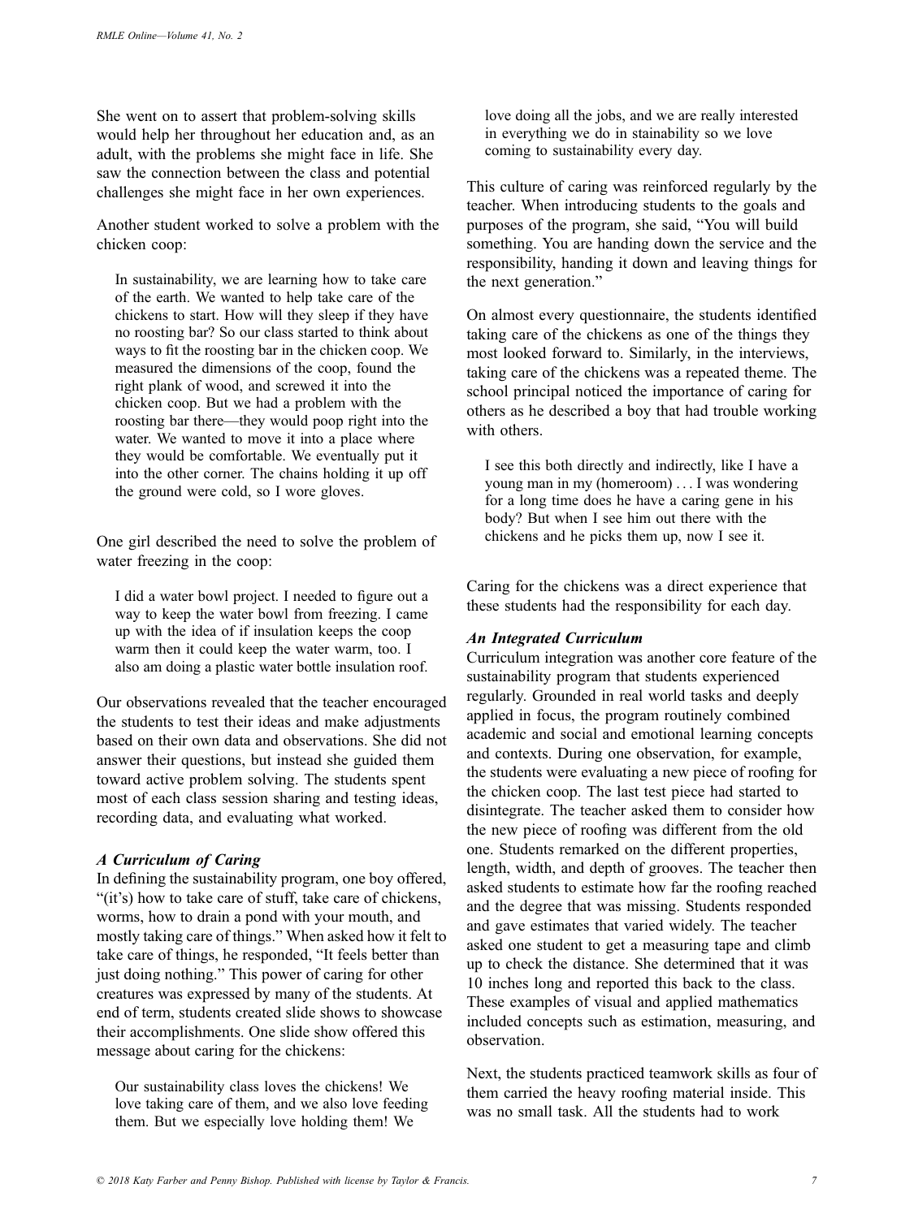She went on to assert that problem-solving skills would help her throughout her education and, as an adult, with the problems she might face in life. She saw the connection between the class and potential challenges she might face in her own experiences.

Another student worked to solve a problem with the chicken coop:

> In sustainability, we are learning how to take care of the earth. We wanted to help take care of the chickens to start. How will they sleep if they have no roosting bar? So our class started to think about ways to fit the roosting bar in the chicken coop. We measured the dimensions of the coop, found the right plank of wood, and screwed it into the chicken coop. But we had a problem with the roosting bar there—they would poop right into the water. We wanted to move it into a place where they would be comfortable. We eventually put it into the other corner. The chains holding it up off the ground were cold, so I wore gloves.

One girl described the need to solve the problem of water freezing in the coop:

> I did a water bowl project. I needed to figure out a way to keep the water bowl from freezing. I came up with the idea of if insulation keeps the coop warm then it could keep the water warm, too. I also am doing a plastic water bottle insulation roof.

Our observations revealed that the teacher encouraged the students to test their ideas and make adjustments based on their own data and observations. She did not answer their questions, but instead she guided them toward active problem solving. The students spent most of each class session sharing and testing ideas, recording data, and evaluating what worked.

### *A Curriculum of Caring*

In defining the sustainability program, one boy offered, "(it's) how to take care of stuff, take care of chickens, worms, how to drain a pond with your mouth, and mostly taking care of things." When asked how it felt to take care of things, he responded, "It feels better than just doing nothing." This power of caring for other creatures was expressed by many of the students. At end of term, students created slide shows to showcase their accomplishments. One slide show offered this message about caring for the chickens:

> Our sustainability class loves the chickens! We love taking care of them, and we also love feeding them. But we especially love holding them! We love doing all the jobs, and we are really interested in everything we do in stainability so we love coming to sustainability every day.

This culture of caring was reinforced regularly by the teacher. When introducing students to the goals and purposes of the program, she said, "You will build something. You are handing down the service and the responsibility, handing it down and leaving things for the next generation."

On almost every questionnaire, the students identified taking care of the chickens as one of the things they most looked forward to. Similarly, in the interviews, taking care of the chickens was a repeated theme. The school principal noticed the importance of caring for others as he described a boy that had trouble working with others.

> I see this both directly and indirectly, like I have a young man in my (homeroom) . . . I was wondering for a long time does he have a caring gene in his body? But when I see him out there with the chickens and he picks them up, now I see it.

Caring for the chickens was a direct experience that these students had the responsibility for each day.

### *An Integrated Curriculum*

Curriculum integration was another core feature of the sustainability program that students experienced regularly. Grounded in real world tasks and deeply applied in focus, the program routinely combined academic and social and emotional learning concepts and contexts. During one observation, for example, the students were evaluating a new piece of roofing for the chicken coop. The last test piece had started to disintegrate. The teacher asked them to consider how the new piece of roofing was different from the old one. Students remarked on the different properties, length, width, and depth of grooves. The teacher then asked students to estimate how far the roofing reached and the degree that was missing. Students responded and gave estimates that varied widely. The teacher asked one student to get a measuring tape and climb up to check the distance. She determined that it was 10 inches long and reported this back to the class. These examples of visual and applied mathematics included concepts such as estimation, measuring, and observation.

Next, the students practiced teamwork skills as four of them carried the heavy roofing material inside. This was no small task. All the students had to work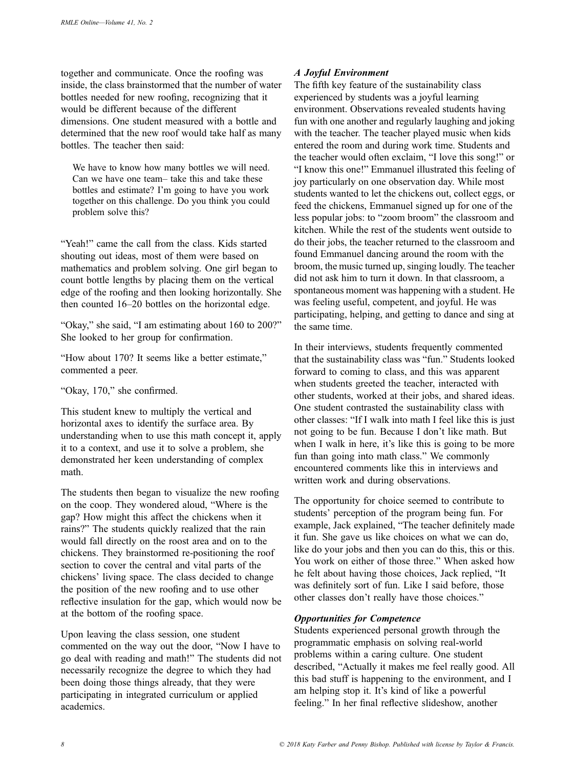together and communicate. Once the roofing was inside, the class brainstormed that the number of water bottles needed for new roofing, recognizing that it would be different because of the different dimensions. One student measured with a bottle and determined that the new roof would take half as many bottles. The teacher then said:

> We have to know how many bottles we will need. Can we have one team– take this and take these bottles and estimate? I'm going to have you work together on this challenge. Do you think you could problem solve this?

"Yeah!" came the call from the class. Kids started shouting out ideas, most of them were based on mathematics and problem solving. One girl began to count bottle lengths by placing them on the vertical edge of the roofing and then looking horizontally. She then counted 16–20 bottles on the horizontal edge.

"Okay," she said, "I am estimating about 160 to 200?" She looked to her group for confirmation.

"How about 170? It seems like a better estimate," commented a peer.

"Okay, 170," she confirmed.

This student knew to multiply the vertical and horizontal axes to identify the surface area. By understanding when to use this math concept it, apply it to a context, and use it to solve a problem, she demonstrated her keen understanding of complex math.

The students then began to visualize the new roofing on the coop. They wondered aloud, "Where is the gap? How might this affect the chickens when it rains?" The students quickly realized that the rain would fall directly on the roost area and on to the chickens. They brainstormed re-positioning the roof section to cover the central and vital parts of the chickens' living space. The class decided to change the position of the new roofing and to use other reflective insulation for the gap, which would now be at the bottom of the roofing space.

Upon leaving the class session, one student commented on the way out the door, "Now I have to go deal with reading and math!" The students did not necessarily recognize the degree to which they had been doing those things already, that they were participating in integrated curriculum or applied academics.

### *A Joyful Environment*

The fifth key feature of the sustainability class experienced by students was a joyful learning environment. Observations revealed students having fun with one another and regularly laughing and joking with the teacher. The teacher played music when kids entered the room and during work time. Students and the teacher would often exclaim, "I love this song!" or "I know this one!" Emmanuel illustrated this feeling of joy particularly on one observation day. While most students wanted to let the chickens out, collect eggs, or feed the chickens, Emmanuel signed up for one of the less popular jobs: to "zoom broom" the classroom and kitchen. While the rest of the students went outside to do their jobs, the teacher returned to the classroom and found Emmanuel dancing around the room with the broom, the music turned up, singing loudly. The teacher did not ask him to turn it down. In that classroom, a spontaneous moment was happening with a student. He was feeling useful, competent, and joyful. He was participating, helping, and getting to dance and sing at the same time.

In their interviews, students frequently commented that the sustainability class was "fun." Students looked forward to coming to class, and this was apparent when students greeted the teacher, interacted with other students, worked at their jobs, and shared ideas. One student contrasted the sustainability class with other classes: "If I walk into math I feel like this is just not going to be fun. Because I don't like math. But when I walk in here, it's like this is going to be more fun than going into math class." We commonly encountered comments like this in interviews and written work and during observations.

The opportunity for choice seemed to contribute to students' perception of the program being fun. For example, Jack explained, "The teacher definitely made it fun. She gave us like choices on what we can do, like do your jobs and then you can do this, this or this. You work on either of those three." When asked how he felt about having those choices, Jack replied, "It was definitely sort of fun. Like I said before, those other classes don't really have those choices."

### *Opportunities for Competence*

Students experienced personal growth through the programmatic emphasis on solving real-world problems within a caring culture. One student described, "Actually it makes me feel really good. All this bad stuff is happening to the environment, and I am helping stop it. It's kind of like a powerful feeling." In her final reflective slideshow, another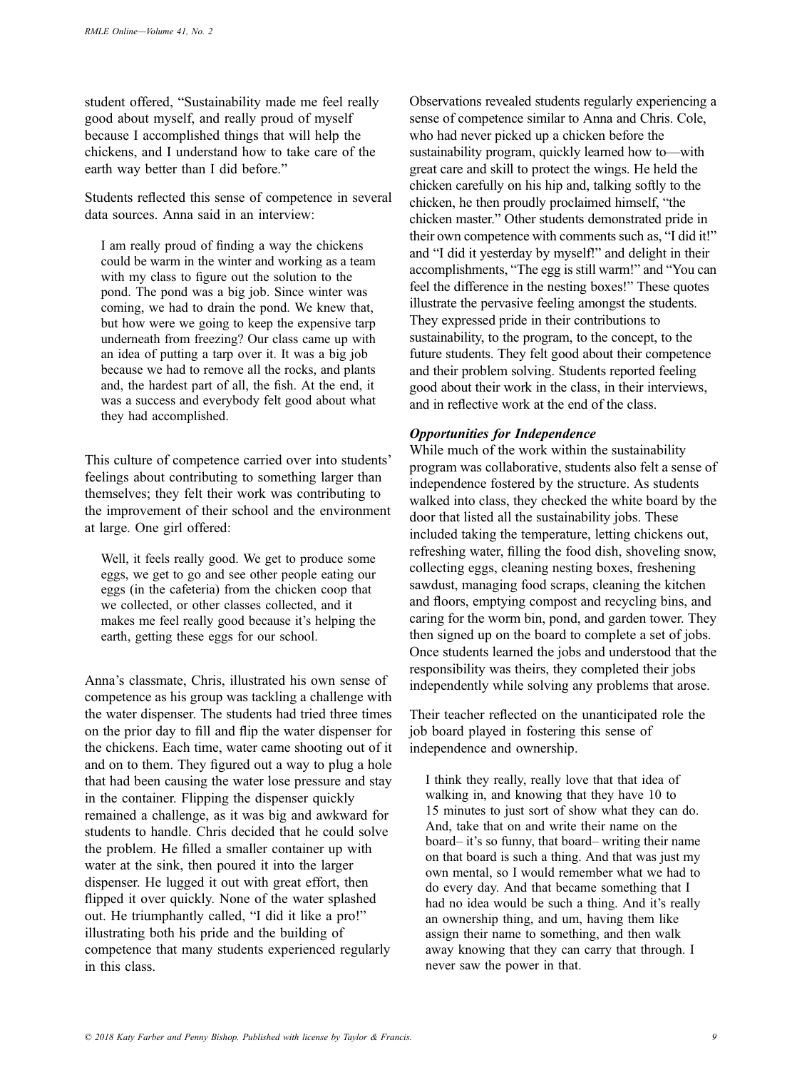student offered, "Sustainability made me feel really good about myself, and really proud of myself because I accomplished things that will help the chickens, and I understand how to take care of the earth way better than I did before."

Students reflected this sense of competence in several data sources. Anna said in an interview:

> I am really proud of finding a way the chickens could be warm in the winter and working as a team with my class to figure out the solution to the pond. The pond was a big job. Since winter was coming, we had to drain the pond. We knew that, but how were we going to keep the expensive tarp underneath from freezing? Our class came up with an idea of putting a tarp over it. It was a big job because we had to remove all the rocks, and plants and, the hardest part of all, the fish. At the end, it was a success and everybody felt good about what they had accomplished.

This culture of competence carried over into students' feelings about contributing to something larger than themselves; they felt their work was contributing to the improvement of their school and the environment at large. One girl offered:

> Well, it feels really good. We get to produce some eggs, we get to go and see other people eating our eggs (in the cafeteria) from the chicken coop that we collected, or other classes collected, and it makes me feel really good because it's helping the earth, getting these eggs for our school.

Anna's classmate, Chris, illustrated his own sense of competence as his group was tackling a challenge with the water dispenser. The students had tried three times on the prior day to fill and flip the water dispenser for the chickens. Each time, water came shooting out of it and on to them. They figured out a way to plug a hole that had been causing the water lose pressure and stay in the container. Flipping the dispenser quickly remained a challenge, as it was big and awkward for students to handle. Chris decided that he could solve the problem. He filled a smaller container up with water at the sink, then poured it into the larger dispenser. He lugged it out with great effort, then flipped it over quickly. None of the water splashed out. He triumphantly called, "I did it like a pro!" illustrating both his pride and the building of competence that many students experienced regularly in this class.

Observations revealed students regularly experiencing a sense of competence similar to Anna and Chris. Cole, who had never picked up a chicken before the sustainability program, quickly learned how to—with great care and skill to protect the wings. He held the chicken carefully on his hip and, talking softly to the chicken, he then proudly proclaimed himself, "the chicken master." Other students demonstrated pride in their own competence with comments such as, "I did it!" and "I did it yesterday by myself!" and delight in their accomplishments, "The egg is still warm!" and "You can feel the difference in the nesting boxes!" These quotes illustrate the pervasive feeling amongst the students. They expressed pride in their contributions to sustainability, to the program, to the concept, to the future students. They felt good about their competence and their problem solving. Students reported feeling good about their work in the class, in their interviews, and in reflective work at the end of the class.

### *Opportunities for Independence*

While much of the work within the sustainability program was collaborative, students also felt a sense of independence fostered by the structure. As students walked into class, they checked the white board by the door that listed all the sustainability jobs. These included taking the temperature, letting chickens out, refreshing water, filling the food dish, shoveling snow, collecting eggs, cleaning nesting boxes, freshening sawdust, managing food scraps, cleaning the kitchen and floors, emptying compost and recycling bins, and caring for the worm bin, pond, and garden tower. They then signed up on the board to complete a set of jobs. Once students learned the jobs and understood that the responsibility was theirs, they completed their jobs independently while solving any problems that arose.

Their teacher reflected on the unanticipated role the job board played in fostering this sense of independence and ownership.

> I think they really, really love that that idea of walking in, and knowing that they have 10 to 15 minutes to just sort of show what they can do. And, take that on and write their name on the board– it's so funny, that board– writing their name on that board is such a thing. And that was just my own mental, so I would remember what we had to do every day. And that became something that I had no idea would be such a thing. And it's really an ownership thing, and um, having them like assign their name to something, and then walk away knowing that they can carry that through. I never saw the power in that.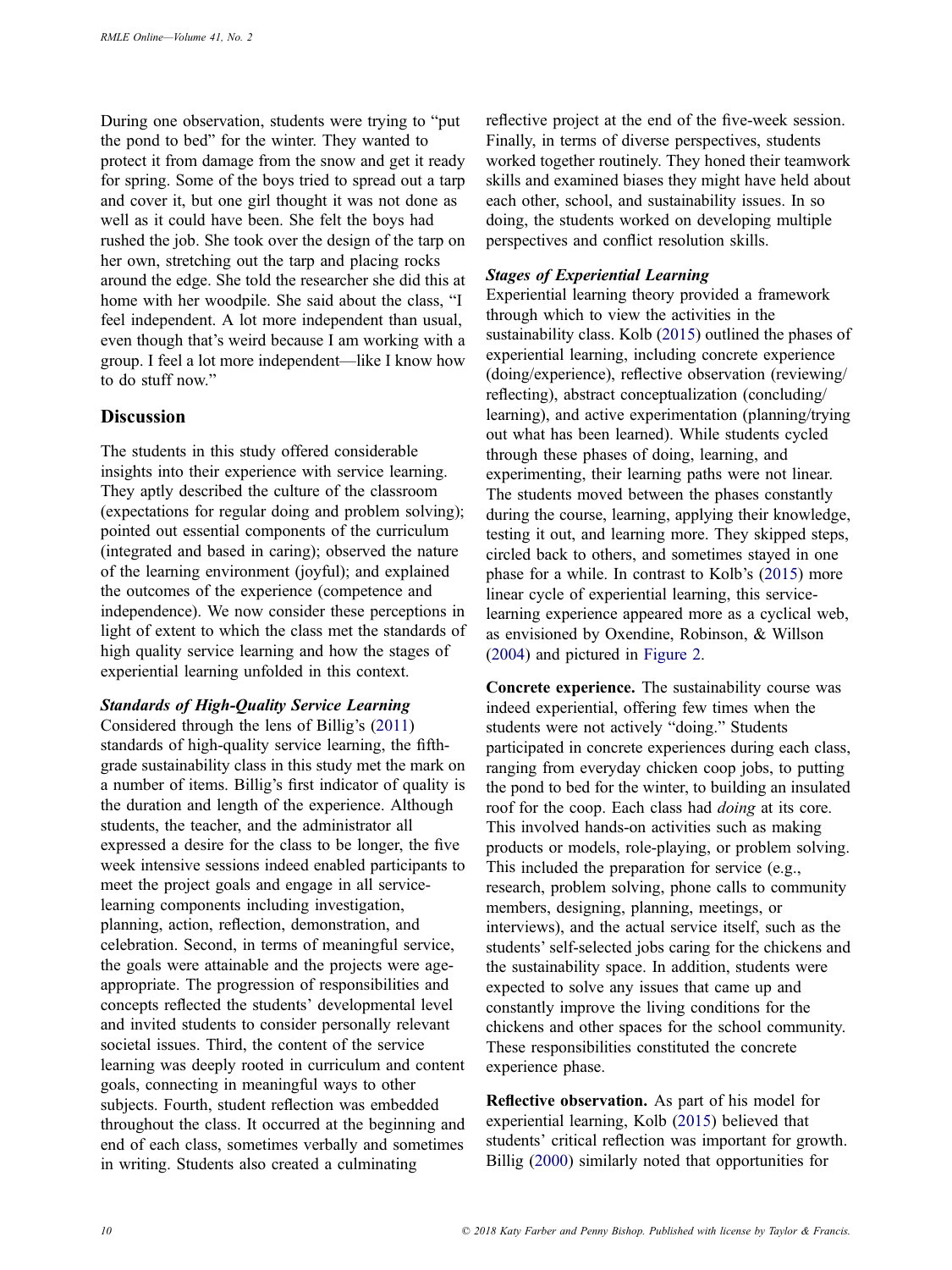During one observation, students were trying to "put the pond to bed" for the winter. They wanted to protect it from damage from the snow and get it ready for spring. Some of the boys tried to spread out a tarp and cover it, but one girl thought it was not done as well as it could have been. She felt the boys had rushed the job. She took over the design of the tarp on her own, stretching out the tarp and placing rocks around the edge. She told the researcher she did this at home with her woodpile. She said about the class, "I feel independent. A lot more independent than usual, even though that's weird because I am working with a group. I feel a lot more independent—like I know how to do stuff now."

## Discussion

The students in this study offered considerable insights into their experience with service learning. They aptly described the culture of the classroom (expectations for regular doing and problem solving); pointed out essential components of the curriculum (integrated and based in caring); observed the nature of the learning environment (joyful); and explained the outcomes of the experience (competence and independence). We now consider these perceptions in light of extent to which the class met the standards of high quality service learning and how the stages of experiential learning unfolded in this context.

### *Standards of High-Quality Service Learning*

Considered through the lens of Billig's (2011) standards of high-quality service learning, the fifth-grade sustainability class in this study met the mark on a number of items. Billig's first indicator of quality is the duration and length of the experience. Although students, the teacher, and the administrator all expressed a desire for the class to be longer, the five week intensive sessions indeed enabled participants to meet the project goals and engage in all service-learning components including investigation, planning, action, reflection, demonstration, and celebration. Second, in terms of meaningful service, the goals were attainable and the projects were age-appropriate. The progression of responsibilities and concepts reflected the students' developmental level and invited students to consider personally relevant societal issues. Third, the content of the service learning was deeply rooted in curriculum and content goals, connecting in meaningful ways to other subjects. Fourth, student reflection was embedded throughout the class. It occurred at the beginning and end of each class, sometimes verbally and sometimes in writing. Students also created a culminating reflective project at the end of the five-week session. Finally, in terms of diverse perspectives, students worked together routinely. They honed their teamwork skills and examined biases they might have held about each other, school, and sustainability issues. In so doing, the students worked on developing multiple perspectives and conflict resolution skills.

### *Stages of Experiential Learning*

Experiential learning theory provided a framework through which to view the activities in the sustainability class. Kolb (2015) outlined the phases of experiential learning, including concrete experience (doing/experience), reflective observation (reviewing/reflecting), abstract conceptualization (concluding/learning), and active experimentation (planning/trying out what has been learned). While students cycled through these phases of doing, learning, and experimenting, their learning paths were not linear. The students moved between the phases constantly during the course, learning, applying their knowledge, testing it out, and learning more. They skipped steps, circled back to others, and sometimes stayed in one phase for a while. In contrast to Kolb's (2015) more linear cycle of experiential learning, this service-learning experience appeared more as a cyclical web, as envisioned by Oxendine, Robinson, & Willson (2004) and pictured in Figure 2.

**Concrete experience.** The sustainability course was indeed experiential, offering few times when the students were not actively "doing." Students participated in concrete experiences during each class, ranging from everyday chicken coop jobs, to putting the pond to bed for the winter, to building an insulated roof for the coop. Each class had *doing* at its core. This involved hands-on activities such as making products or models, role-playing, or problem solving. This included the preparation for service (e.g., research, problem solving, phone calls to community members, designing, planning, meetings, or interviews), and the actual service itself, such as the students' self-selected jobs caring for the chickens and the sustainability space. In addition, students were expected to solve any issues that came up and constantly improve the living conditions for the chickens and other spaces for the school community. These responsibilities constituted the concrete experience phase.

**Reflective observation.** As part of his model for experiential learning, Kolb (2015) believed that students' critical reflection was important for growth. Billig (2000) similarly noted that opportunities for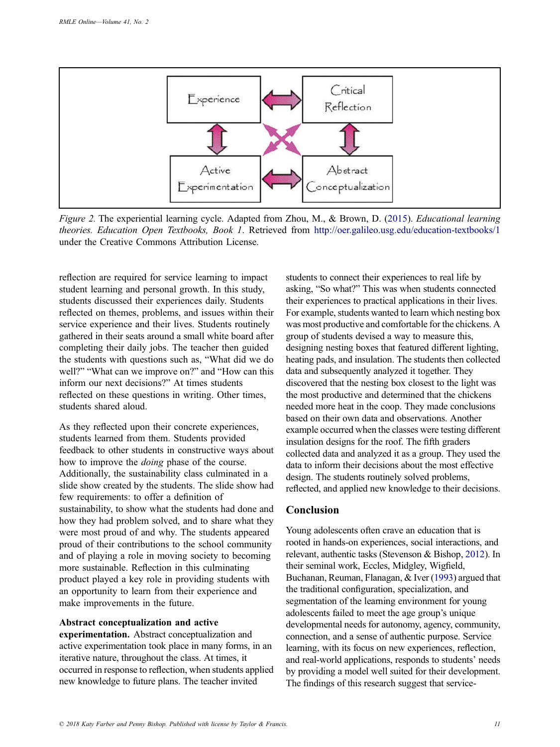Figure 2. The experiential learning cycle. Adapted from Zhou, M., & Brown, D. (2015). *Educational learning theories. Education Open Textbooks, Book 1*. Retrieved from http://oer.galileo.usg.edu/education-textbooks/1 under the Creative Commons Attribution License.

reflection are required for service learning to impact student learning and personal growth. In this study, students discussed their experiences daily. Students reflected on themes, problems, and issues within their service experience and their lives. Students routinely gathered in their seats around a small white board after completing their daily jobs. The teacher then guided the students with questions such as, "What did we do well?" "What can we improve on?" and "How can this inform our next decisions?" At times students reflected on these questions in writing. Other times, students shared aloud.

As they reflected upon their concrete experiences, students learned from them. Students provided feedback to other students in constructive ways about how to improve the *doing* phase of the course. Additionally, the sustainability class culminated in a slide show created by the students. The slide show had few requirements: to offer a definition of sustainability, to show what the students had done and how they had problem solved, and to share what they were most proud of and why. The students appeared proud of their contributions to the school community and of playing a role in moving society to becoming more sustainable. Reflection in this culminating product played a key role in providing students with an opportunity to learn from their experience and make improvements in the future.

**Abstract conceptualization and active experimentation.** Abstract conceptualization and active experimentation took place in many forms, in an iterative nature, throughout the class. At times, it occurred in response to reflection, when students applied new knowledge to future plans. The teacher invited students to connect their experiences to real life by asking, "So what?" This was when students connected their experiences to practical applications in their lives. For example, students wanted to learn which nesting box was most productive and comfortable for the chickens. A group of students devised a way to measure this, designing nesting boxes that featured different lighting, heating pads, and insulation. The students then collected data and subsequently analyzed it together. They discovered that the nesting box closest to the light was the most productive and determined that the chickens needed more heat in the coop. They made conclusions based on their own data and observations. Another example occurred when the classes were testing different insulation designs for the roof. The fifth graders collected data and analyzed it as a group. They used the data to inform their decisions about the most effective design. The students routinely solved problems, reflected, and applied new knowledge to their decisions.

## Conclusion

Young adolescents often crave an education that is rooted in hands-on experiences, social interactions, and relevant, authentic tasks (Stevenson & Bishop, 2012). In their seminal work, Eccles, Midgley, Wigfield, Buchanan, Reuman, Flanagan, & Iver (1993) argued that the traditional configuration, specialization, and segmentation of the learning environment for young adolescents failed to meet the age group's unique developmental needs for autonomy, agency, community, connection, and a sense of authentic purpose. Service learning, with its focus on new experiences, reflection, and real-world applications, responds to students' needs by providing a model well suited for their development. The findings of this research suggest that service-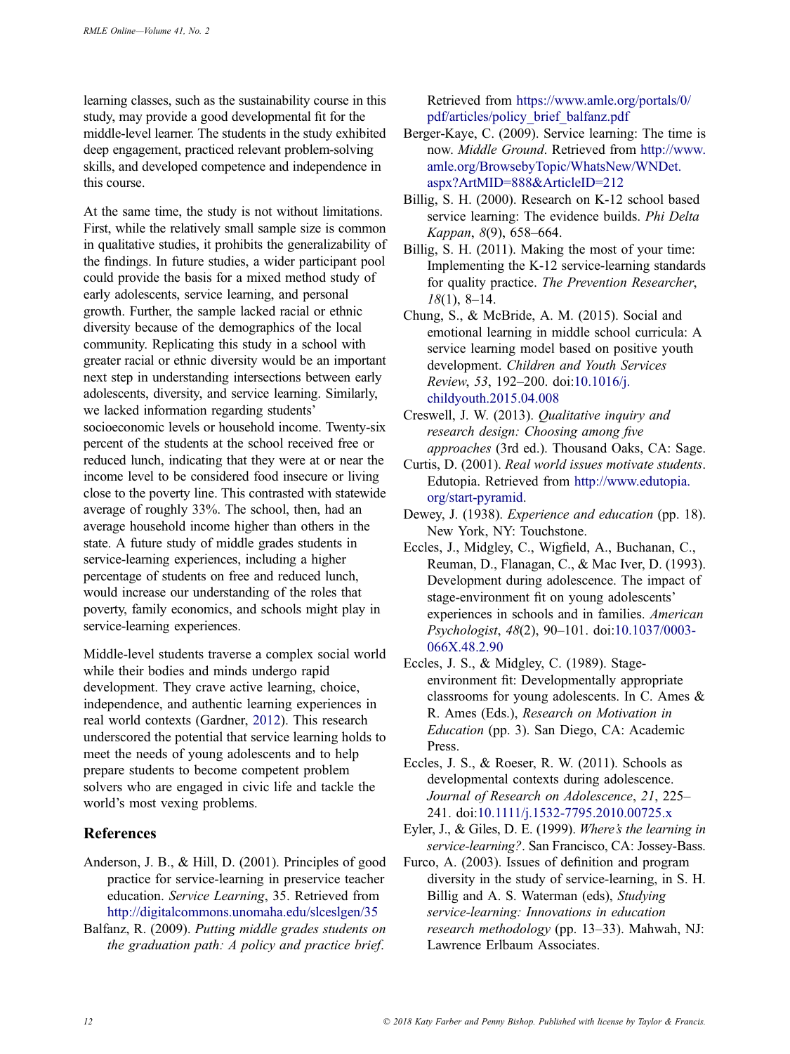learning classes, such as the sustainability course in this study, may provide a good developmental fit for the middle-level learner. The students in the study exhibited deep engagement, practiced relevant problem-solving skills, and developed competence and independence in this course.

At the same time, the study is not without limitations. First, while the relatively small sample size is common in qualitative studies, it prohibits the generalizability of the findings. In future studies, a wider participant pool could provide the basis for a mixed method study of early adolescents, service learning, and personal growth. Further, the sample lacked racial or ethnic diversity because of the demographics of the local community. Replicating this study in a school with greater racial or ethnic diversity would be an important next step in understanding intersections between early adolescents, diversity, and service learning. Similarly, we lacked information regarding students' socioeconomic levels or household income. Twenty-six percent of the students at the school received free or reduced lunch, indicating that they were at or near the income level to be considered food insecure or living close to the poverty line. This contrasted with statewide average of roughly 33%. The school, then, had an average household income higher than others in the state. A future study of middle grades students in service-learning experiences, including a higher percentage of students on free and reduced lunch, would increase our understanding of the roles that poverty, family economics, and schools might play in service-learning experiences.

Middle-level students traverse a complex social world while their bodies and minds undergo rapid development. They crave active learning, choice, independence, and authentic learning experiences in real world contexts (Gardner, 2012). This research underscored the potential that service learning holds to meet the needs of young adolescents and to help prepare students to become competent problem solvers who are engaged in civic life and tackle the world's most vexing problems.

## References

Anderson, J. B., & Hill, D. (2001). Principles of good practice for service-learning in preservice teacher education. *Service Learning*, 35. Retrieved from http://digitalcommons.unomaha.edu/slceslgen/35

Balfanz, R. (2009). *Putting middle grades students on the graduation path: A policy and practice brief*. Retrieved from https://www.amle.org/portals/0/pdf/articles/policy_brief_balfanz.pdf

Berger-Kaye, C. (2009). Service learning: The time is now. *Middle Ground*. Retrieved from http://www.amle.org/BrowsebyTopic/WhatsNew/WNDet.aspx?ArtMID=888&ArticleID=212

Billig, S. H. (2000). Research on K-12 school based service learning: The evidence builds. *Phi Delta Kappan*, *8*(9), 658–664.

Billig, S. H. (2011). Making the most of your time: Implementing the K-12 service-learning standards for quality practice. *The Prevention Researcher*, *18*(1), 8–14.

Chung, S., & McBride, A. M. (2015). Social and emotional learning in middle school curricula: A service learning model based on positive youth development. *Children and Youth Services Review*, *53*, 192–200. doi:10.1016/j.childyouth.2015.04.008

Creswell, J. W. (2013). *Qualitative inquiry and research design: Choosing among five approaches* (3rd ed.). Thousand Oaks, CA: Sage.

Curtis, D. (2001). *Real world issues motivate students*. Edutopia. Retrieved from http://www.edutopia.org/start-pyramid.

Dewey, J. (1938). *Experience and education* (pp. 18). New York, NY: Touchstone.

Eccles, J., Midgley, C., Wigfield, A., Buchanan, C., Reuman, D., Flanagan, C., & Mac Iver, D. (1993). Development during adolescence. The impact of stage-environment fit on young adolescents' experiences in schools and in families. *American Psychologist*, *48*(2), 90–101. doi:10.1037/0003-066X.48.2.90

Eccles, J. S., & Midgley, C. (1989). Stage-environment fit: Developmentally appropriate classrooms for young adolescents. In C. Ames & R. Ames (Eds.), *Research on Motivation in Education* (pp. 3). San Diego, CA: Academic Press.

Eccles, J. S., & Roeser, R. W. (2011). Schools as developmental contexts during adolescence. *Journal of Research on Adolescence*, *21*, 225–241. doi:10.1111/j.1532-7795.2010.00725.x

Eyler, J., & Giles, D. E. (1999). *Where's the learning in service-learning?*. San Francisco, CA: Jossey-Bass.

Furco, A. (2003). Issues of definition and program diversity in the study of service-learning, in S. H. Billig and A. S. Waterman (eds), *Studying service-learning: Innovations in education research methodology* (pp. 13–33). Mahwah, NJ: Lawrence Erlbaum Associates.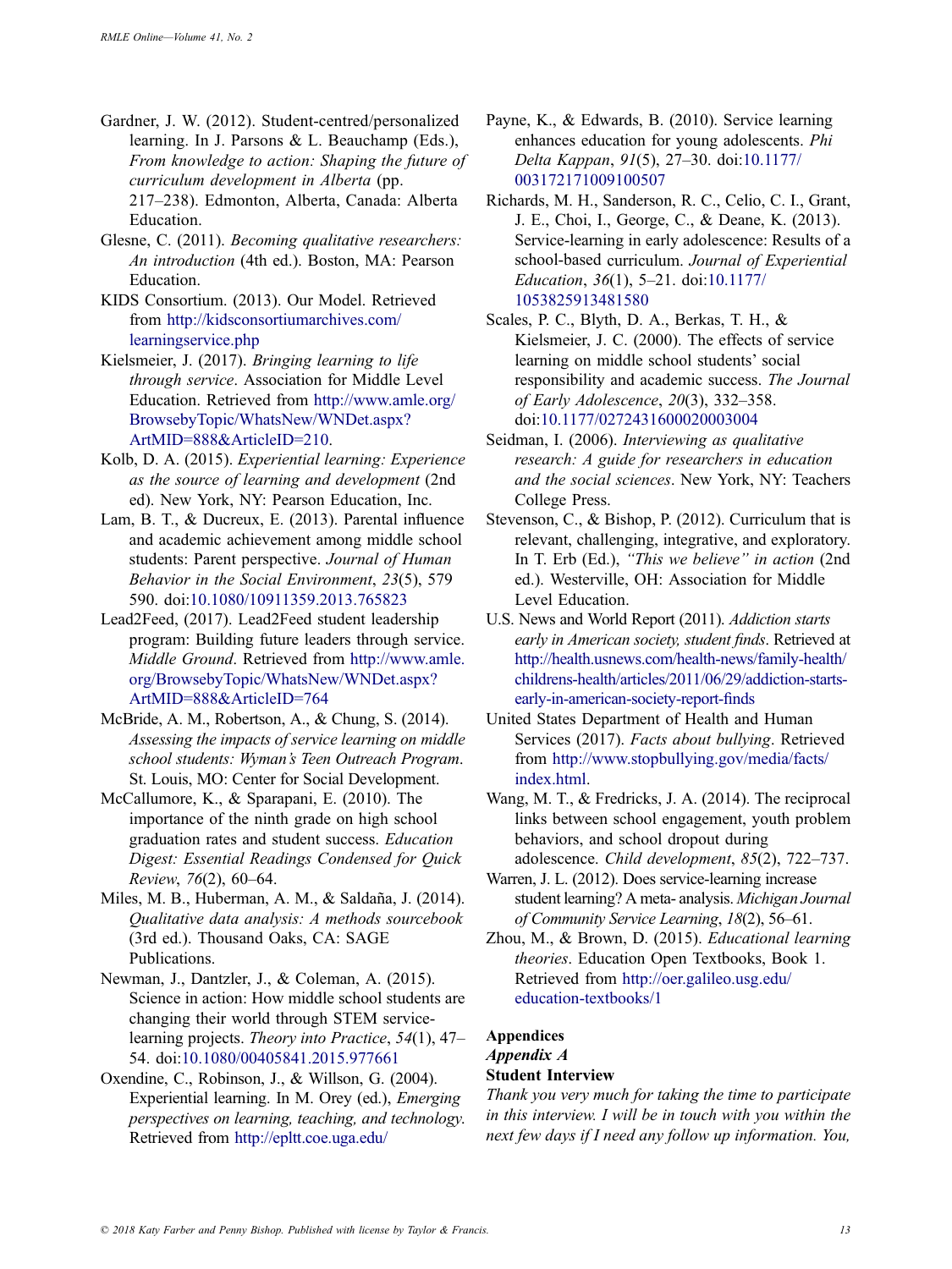Gardner, J. W. (2012). Student-centred/personalized learning. In J. Parsons & L. Beauchamp (Eds.), *From knowledge to action: Shaping the future of curriculum development in Alberta* (pp. 217–238). Edmonton, Alberta, Canada: Alberta Education.

Glesne, C. (2011). *Becoming qualitative researchers: An introduction* (4th ed.). Boston, MA: Pearson Education.

KIDS Consortium. (2013). Our Model. Retrieved from http://kidsconsortiumarchives.com/learningservice.php

Kielsmeier, J. (2017). *Bringing learning to life through service*. Association for Middle Level Education. Retrieved from http://www.amle.org/BrowsebyTopic/WhatsNew/WNDet.aspx?ArtMID=888&ArticleID=210.

Kolb, D. A. (2015). *Experiential learning: Experience as the source of learning and development* (2nd ed). New York, NY: Pearson Education, Inc.

Lam, B. T., & Ducreux, E. (2013). Parental influence and academic achievement among middle school students: Parent perspective. *Journal of Human Behavior in the Social Environment*, *23*(5), 579 590. doi:10.1080/10911359.2013.765823

Lead2Feed, (2017). Lead2Feed student leadership program: Building future leaders through service. *Middle Ground*. Retrieved from http://www.amle.org/BrowsebyTopic/WhatsNew/WNDet.aspx?ArtMID=888&ArticleID=764

McBride, A. M., Robertson, A., & Chung, S. (2014). *Assessing the impacts of service learning on middle school students: Wyman's Teen Outreach Program*. St. Louis, MO: Center for Social Development.

McCallumore, K., & Sparapani, E. (2010). The importance of the ninth grade on high school graduation rates and student success. *Education Digest: Essential Readings Condensed for Quick Review*, *76*(2), 60–64.

Miles, M. B., Huberman, A. M., & Saldaña, J. (2014). *Qualitative data analysis: A methods sourcebook* (3rd ed.). Thousand Oaks, CA: SAGE Publications.

Newman, J., Dantzler, J., & Coleman, A. (2015). Science in action: How middle school students are changing their world through STEM service-learning projects. *Theory into Practice*, *54*(1), 47–54. doi:10.1080/00405841.2015.977661

Oxendine, C., Robinson, J., & Willson, G. (2004). Experiential learning. In M. Orey (ed.), *Emerging perspectives on learning, teaching, and technology*. Retrieved from http://epltt.coe.uga.edu/

Payne, K., & Edwards, B. (2010). Service learning enhances education for young adolescents. *Phi Delta Kappan*, *91*(5), 27–30. doi:10.1177/003172171009100507

Richards, M. H., Sanderson, R. C., Celio, C. I., Grant, J. E., Choi, I., George, C., & Deane, K. (2013). Service-learning in early adolescence: Results of a school-based curriculum. *Journal of Experiential Education*, *36*(1), 5–21. doi:10.1177/1053825913481580

Scales, P. C., Blyth, D. A., Berkas, T. H., & Kielsmeier, J. C. (2000). The effects of service learning on middle school students' social responsibility and academic success. *The Journal of Early Adolescence*, *20*(3), 332–358. doi:10.1177/0272431600020003004

Seidman, I. (2006). *Interviewing as qualitative research: A guide for researchers in education and the social sciences*. New York, NY: Teachers College Press.

Stevenson, C., & Bishop, P. (2012). Curriculum that is relevant, challenging, integrative, and exploratory. In T. Erb (Ed.), *"This we believe" in action* (2nd ed.). Westerville, OH: Association for Middle Level Education.

U.S. News and World Report (2011). *Addiction starts early in American society, student finds*. Retrieved at http://health.usnews.com/health-news/family-health/childrens-health/articles/2011/06/29/addiction-starts-early-in-american-society-report-finds

United States Department of Health and Human Services (2017). *Facts about bullying*. Retrieved from http://www.stopbullying.gov/media/facts/index.html.

Wang, M. T., & Fredricks, J. A. (2014). The reciprocal links between school engagement, youth problem behaviors, and school dropout during adolescence. *Child development*, *85*(2), 722–737.

Warren, J. L. (2012). Does service-learning increase student learning? A meta- analysis. *Michigan Journal of Community Service Learning*, *18*(2), 56–61.

Zhou, M., & Brown, D. (2015). *Educational learning theories*. Education Open Textbooks, Book 1. Retrieved from http://oer.galileo.usg.edu/education-textbooks/1

## Appendices

### *Appendix A*

**Student Interview**

*Thank you very much for taking the time to participate in this interview. I will be in touch with you within the next few days if I need any follow up information. You,*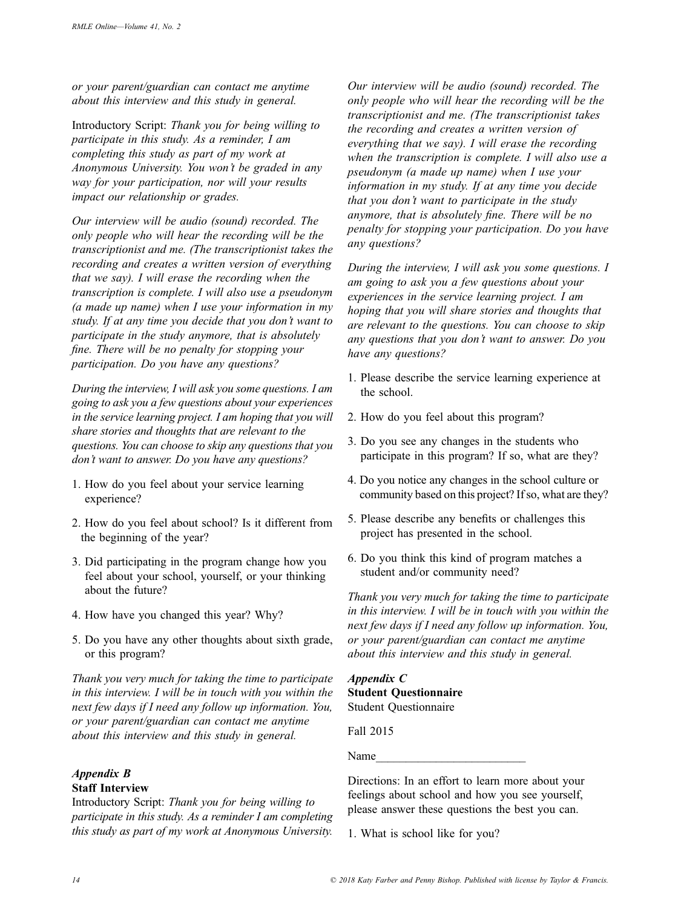*or your parent/guardian can contact me anytime about this interview and this study in general.*

Introductory Script: *Thank you for being willing to participate in this study. As a reminder, I am completing this study as part of my work at Anonymous University. You won't be graded in any way for your participation, nor will your results impact our relationship or grades.*

*Our interview will be audio (sound) recorded. The only people who will hear the recording will be the transcriptionist and me. (The transcriptionist takes the recording and creates a written version of everything that we say). I will erase the recording when the transcription is complete. I will also use a pseudonym (a made up name) when I use your information in my study. If at any time you decide that you don't want to participate in the study anymore, that is absolutely fine. There will be no penalty for stopping your participation. Do you have any questions?*

*During the interview, I will ask you some questions. I am going to ask you a few questions about your experiences in the service learning project. I am hoping that you will share stories and thoughts that are relevant to the questions. You can choose to skip any questions that you don't want to answer. Do you have any questions?*

1. How do you feel about your service learning experience?
2. How do you feel about school? Is it different from the beginning of the year?
3. Did participating in the program change how you feel about your school, yourself, or your thinking about the future?
4. How have you changed this year? Why?
5. Do you have any other thoughts about sixth grade, or this program?

*Thank you very much for taking the time to participate in this interview. I will be in touch with you within the next few days if I need any follow up information. You, or your parent/guardian can contact me anytime about this interview and this study in general.*

### *Appendix B*
**Staff Interview**

Introductory Script: *Thank you for being willing to participate in this study. As a reminder I am completing this study as part of my work at Anonymous University.*

*Our interview will be audio (sound) recorded. The only people who will hear the recording will be the transcriptionist and me. (The transcriptionist takes the recording and creates a written version of everything that we say). I will erase the recording when the transcription is complete. I will also use a pseudonym (a made up name) when I use your information in my study. If at any time you decide that you don't want to participate in the study anymore, that is absolutely fine. There will be no penalty for stopping your participation. Do you have any questions?*

*During the interview, I will ask you some questions. I am going to ask you a few questions about your experiences in the service learning project. I am hoping that you will share stories and thoughts that are relevant to the questions. You can choose to skip any questions that you don't want to answer. Do you have any questions?*

1. Please describe the service learning experience at the school.
2. How do you feel about this program?
3. Do you see any changes in the students who participate in this program? If so, what are they?
4. Do you notice any changes in the school culture or community based on this project? If so, what are they?
5. Please describe any benefits or challenges this project has presented in the school.
6. Do you think this kind of program matches a student and/or community need?

*Thank you very much for taking the time to participate in this interview. I will be in touch with you within the next few days if I need any follow up information. You, or your parent/guardian can contact me anytime about this interview and this study in general.*

### *Appendix C*
**Student Questionnaire**

Student Questionnaire

Fall 2015

Name_________________________

Directions: In an effort to learn more about your feelings about school and how you see yourself, please answer these questions the best you can.

1. What is school like for you?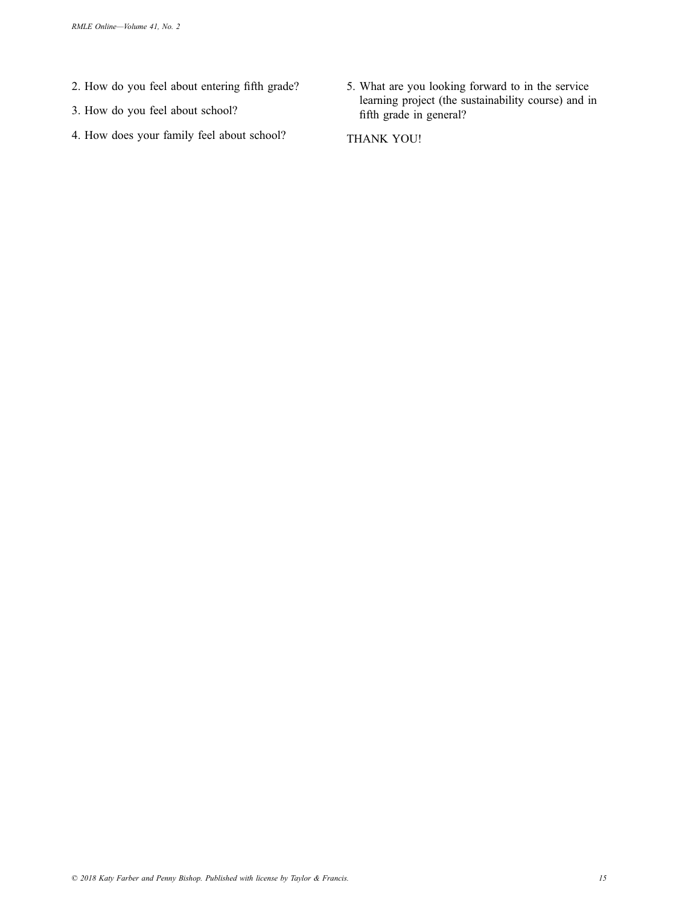2. How do you feel about entering fifth grade?
3. How do you feel about school?
4. How does your family feel about school?
5. What are you looking forward to in the service learning project (the sustainability course) and in fifth grade in general?

THANK YOU!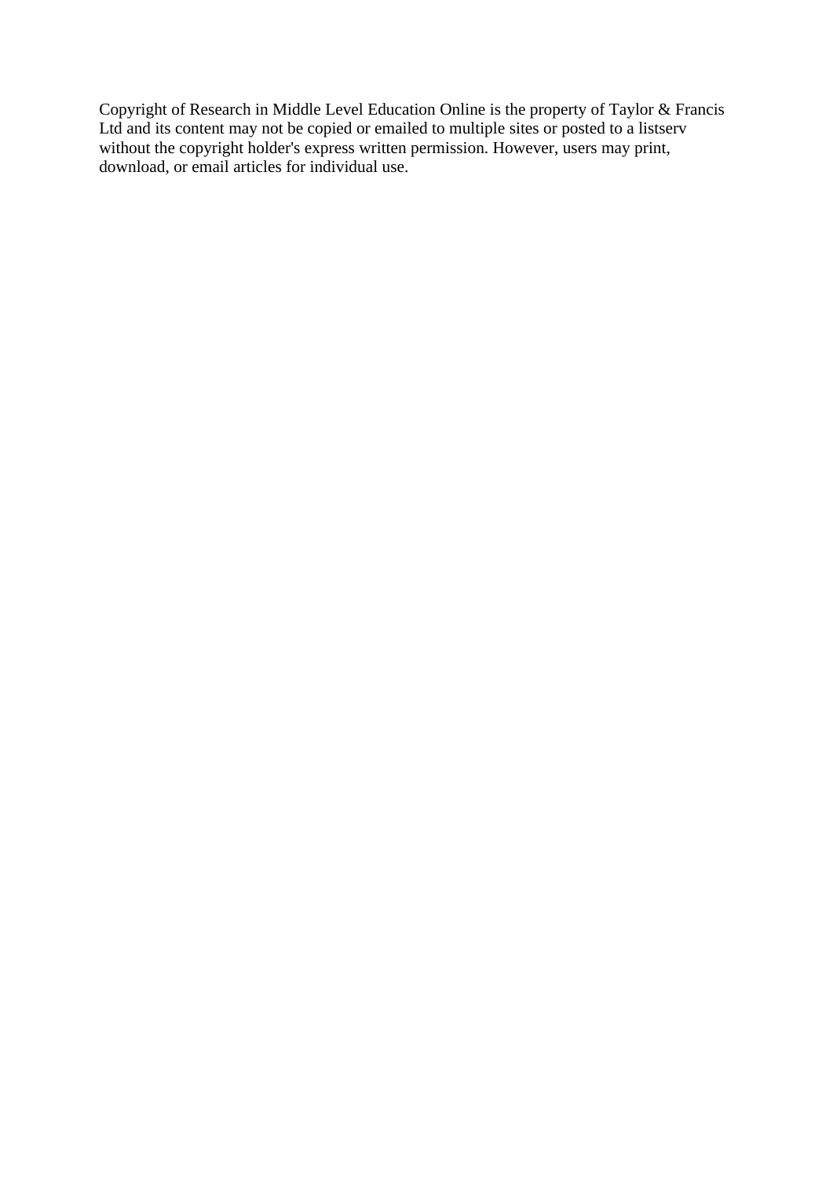Copyright of Research in Middle Level Education Online is the property of Taylor & Francis Ltd and its content may not be copied or emailed to multiple sites or posted to a listserv without the copyright holder's express written permission. However, users may print, download, or email articles for individual use.